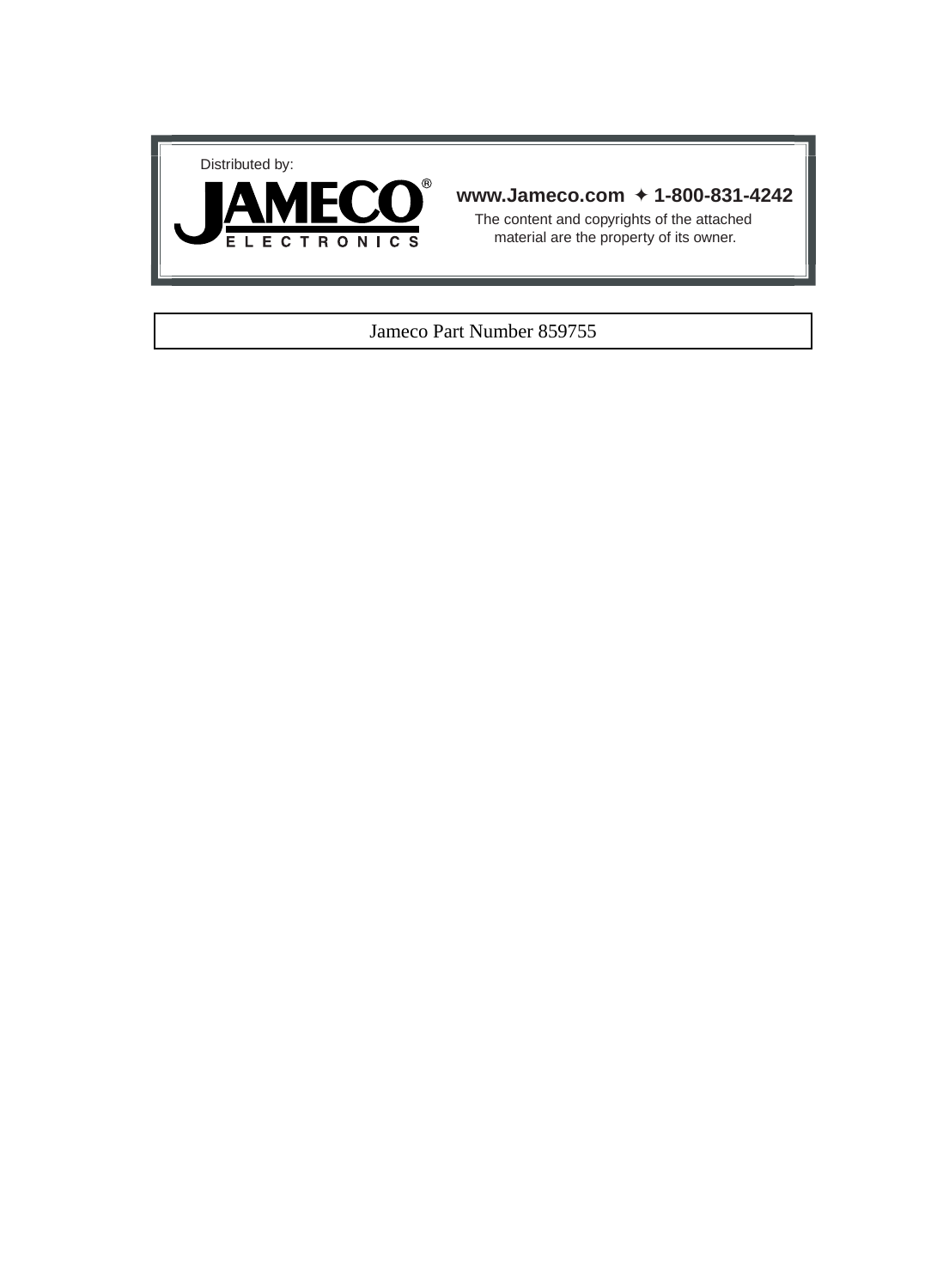Distributed by:

**JAMECO®**
ELECTRONICS

**www.Jameco.com ✦ 1-800-831-4242**

The content and copyrights of the attached material are the property of its owner.

Jameco Part Number 859755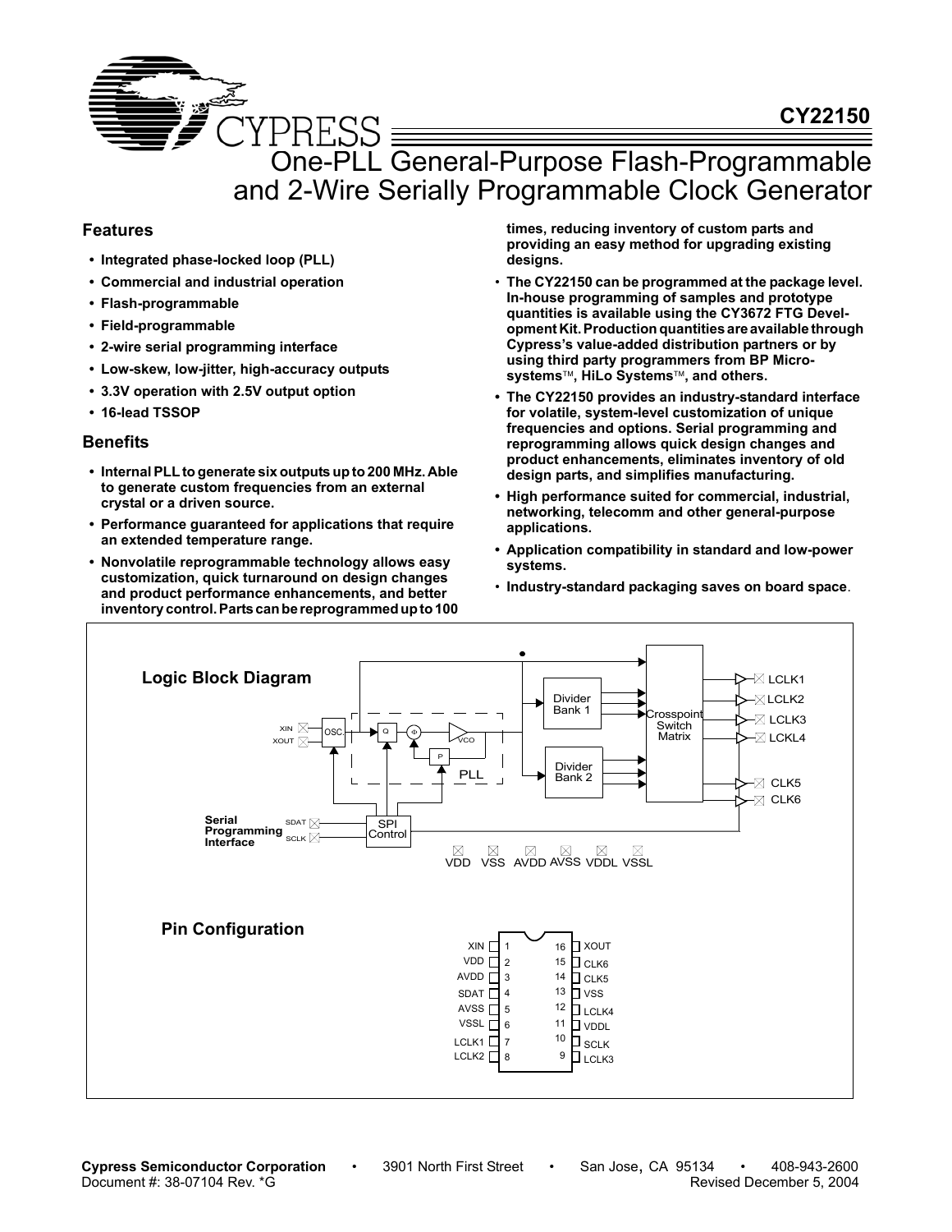# CY22150

# One-PLL General-Purpose Flash-Programmable and 2-Wire Serially Programmable Clock Generator

## Features

- **Integrated phase-locked loop (PLL)**
- **Commercial and industrial operation**
- **Flash-programmable**
- **Field-programmable**
- **2-wire serial programming interface**
- **Low-skew, low-jitter, high-accuracy outputs**
- **3.3V operation with 2.5V output option**
- **16-lead TSSOP**

## Benefits

- **Internal PLL to generate six outputs up to 200 MHz. Able to generate custom frequencies from an external crystal or a driven source.**
- **Performance guaranteed for applications that require an extended temperature range.**
- **Nonvolatile reprogrammable technology allows easy customization, quick turnaround on design changes and product performance enhancements, and better inventory control. Parts can be reprogrammed up to 100 times, reducing inventory of custom parts and providing an easy method for upgrading existing designs.**
- **The CY22150 can be programmed at the package level. In-house programming of samples and prototype quantities is available using the CY3672 FTG Development Kit. Production quantities are available through Cypress's value-added distribution partners or by using third party programmers from BP Microsystems™, HiLo Systems™, and others.**
- **The CY22150 provides an industry-standard interface for volatile, system-level customization of unique frequencies and options. Serial programming and reprogramming allows quick design changes and product enhancements, eliminates inventory of old design parts, and simplifies manufacturing.**
- **High performance suited for commercial, industrial, networking, telecomm and other general-purpose applications.**
- **Application compatibility in standard and low-power systems.**
- **Industry-standard packaging saves on board space.**

## Logic Block Diagram

XIN, XOUT → OSC. → PLL (Q, Φ, VCO, P) → Divider Bank 1 / Divider Bank 2 → Crosspoint Switch Matrix → LCLK1, LCLK2, LCLK3, LCKL4, CLK5, CLK6

Serial Programming Interface: SDAT, SCLK → SPI Control

VDD VSS AVDD AVSS VDDL VSSL

## Pin Configuration

| Pin | Name | Pin | Name |
|---|---|---|---|
| 1 | XIN | 16 | XOUT |
| 2 | VDD | 15 | CLK6 |
| 3 | AVDD | 14 | CLK5 |
| 4 | SDAT | 13 | VSS |
| 5 | AVSS | 12 | LCLK4 |
| 6 | VSSL | 11 | VDDL |
| 7 | LCLK1 | 10 | SCLK |
| 8 | LCLK2 | 9 | LCLK3 |

**Cypress Semiconductor Corporation** • 3901 North First Street • San Jose, CA 95134 • 408-943-2600
Document #: 38-07104 Rev. *G Revised December 5, 2004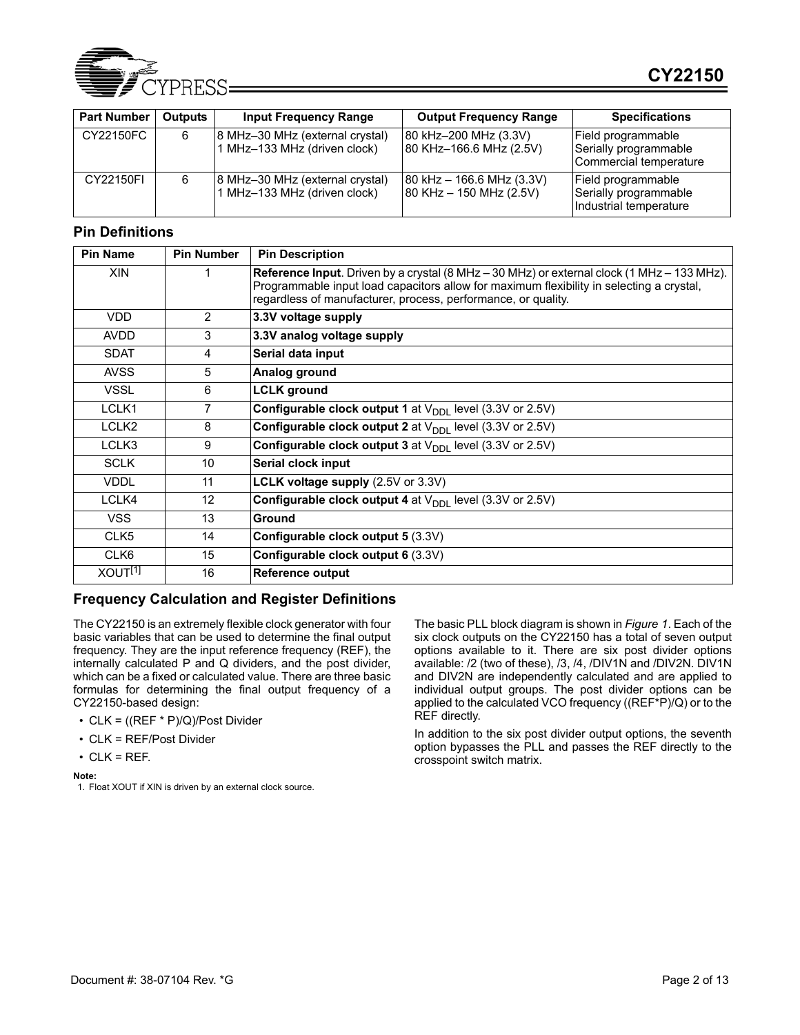| Part Number | Outputs | Input Frequency Range | Output Frequency Range | Specifications |
|---|---|---|---|---|
| CY22150FC | 6 | 8 MHz–30 MHz (external crystal)<br>1 MHz–133 MHz (driven clock) | 80 kHz–200 MHz (3.3V)<br>80 KHz–166.6 MHz (2.5V) | Field programmable<br>Serially programmable<br>Commercial temperature |
| CY22150FI | 6 | 8 MHz–30 MHz (external crystal)<br>1 MHz–133 MHz (driven clock) | 80 kHz – 166.6 MHz (3.3V)<br>80 KHz – 150 MHz (2.5V) | Field programmable<br>Serially programmable<br>Industrial temperature |

## Pin Definitions

| Pin Name | Pin Number | Pin Description |
|---|---|---|
| XIN | 1 | **Reference Input**. Driven by a crystal (8 MHz – 30 MHz) or external clock (1 MHz – 133 MHz). Programmable input load capacitors allow for maximum flexibility in selecting a crystal, regardless of manufacturer, process, performance, or quality. |
| VDD | 2 | **3.3V voltage supply** |
| AVDD | 3 | **3.3V analog voltage supply** |
| SDAT | 4 | **Serial data input** |
| AVSS | 5 | **Analog ground** |
| VSSL | 6 | **LCLK ground** |
| LCLK1 | 7 | **Configurable clock output 1** at $V_{DDL}$ level (3.3V or 2.5V) |
| LCLK2 | 8 | **Configurable clock output 2** at $V_{DDL}$ level (3.3V or 2.5V) |
| LCLK3 | 9 | **Configurable clock output 3** at $V_{DDL}$ level (3.3V or 2.5V) |
| SCLK | 10 | **Serial clock input** |
| VDDL | 11 | **LCLK voltage supply** (2.5V or 3.3V) |
| LCLK4 | 12 | **Configurable clock output 4** at $V_{DDL}$ level (3.3V or 2.5V) |
| VSS | 13 | **Ground** |
| CLK5 | 14 | **Configurable clock output 5** (3.3V) |
| CLK6 | 15 | **Configurable clock output 6** (3.3V) |
| XOUT[1] | 16 | **Reference output** |

## Frequency Calculation and Register Definitions

The CY22150 is an extremely flexible clock generator with four basic variables that can be used to determine the final output frequency. They are the input reference frequency (REF), the internally calculated P and Q dividers, and the post divider, which can be a fixed or calculated value. There are three basic formulas for determining the final output frequency of a CY22150-based design:

- CLK = ((REF * P)/Q)/Post Divider
- CLK = REF/Post Divider
- CLK = REF.

The basic PLL block diagram is shown in *Figure 1*. Each of the six clock outputs on the CY22150 has a total of seven output options available to it. There are six post divider options available: /2 (two of these), /3, /4, /DIV1N and /DIV2N. DIV1N and DIV2N are independently calculated and are applied to individual output groups. The post divider options can be applied to the calculated VCO frequency ((REF*P)/Q) or to the REF directly.

In addition to the six post divider output options, the seventh option bypasses the PLL and passes the REF directly to the crosspoint switch matrix.

**Note:**
1. Float XOUT if XIN is driven by an external clock source.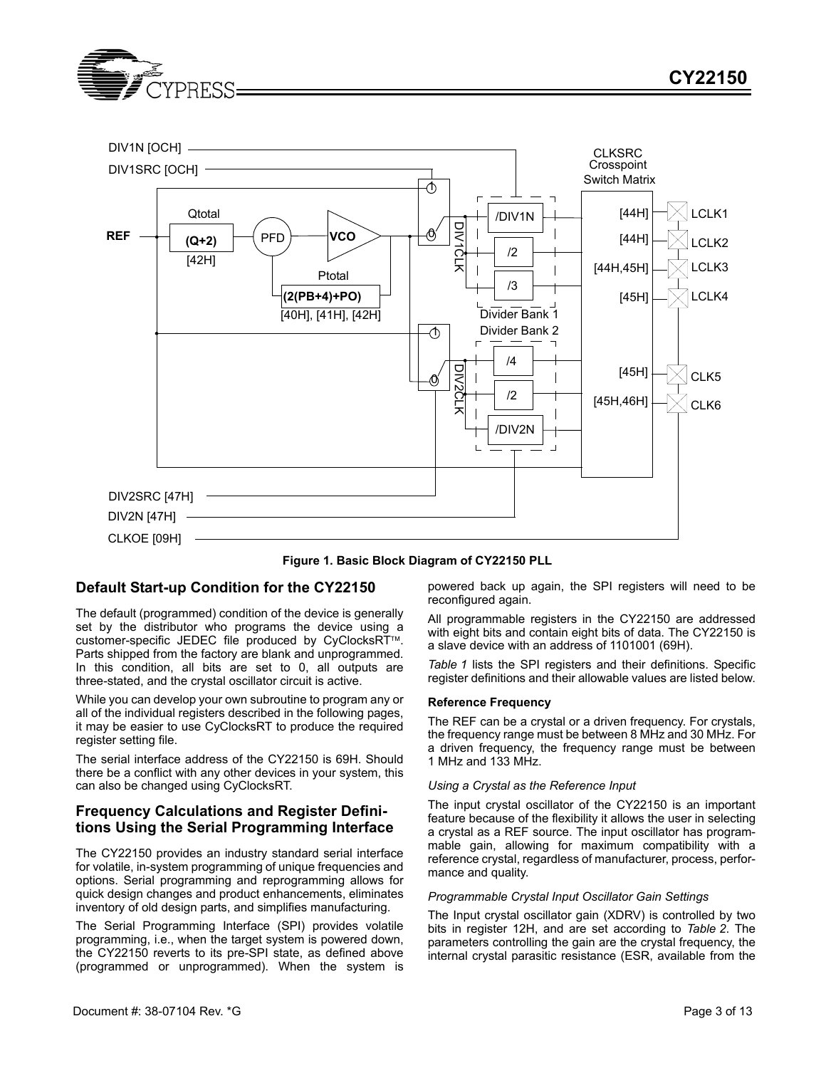**Figure 1. Basic Block Diagram of CY22150 PLL**

## Default Start-up Condition for the CY22150

The default (programmed) condition of the device is generally set by the distributor who programs the device using a customer-specific JEDEC file produced by CyClocksRT™. Parts shipped from the factory are blank and unprogrammed. In this condition, all bits are set to 0, all outputs are three-stated, and the crystal oscillator circuit is active.

While you can develop your own subroutine to program any or all of the individual registers described in the following pages, it may be easier to use CyClocksRT to produce the required register setting file.

The serial interface address of the CY22150 is 69H. Should there be a conflict with any other devices in your system, this can also be changed using CyClocksRT.

## Frequency Calculations and Register Definitions Using the Serial Programming Interface

The CY22150 provides an industry standard serial interface for volatile, in-system programming of unique frequencies and options. Serial programming and reprogramming allows for quick design changes and product enhancements, eliminates inventory of old design parts, and simplifies manufacturing.

The Serial Programming Interface (SPI) provides volatile programming, i.e., when the target system is powered down, the CY22150 reverts to its pre-SPI state, as defined above (programmed or unprogrammed). When the system is powered back up again, the SPI registers will need to be reconfigured again.

All programmable registers in the CY22150 are addressed with eight bits and contain eight bits of data. The CY22150 is a slave device with an address of 1101001 (69H).

*Table 1* lists the SPI registers and their definitions. Specific register definitions and their allowable values are listed below.

#### Reference Frequency

The REF can be a crystal or a driven frequency. For crystals, the frequency range must be between 8 MHz and 30 MHz. For a driven frequency, the frequency range must be between 1 MHz and 133 MHz.

*Using a Crystal as the Reference Input*

The input crystal oscillator of the CY22150 is an important feature because of the flexibility it allows the user in selecting a crystal as a REF source. The input oscillator has programmable gain, allowing for maximum compatibility with a reference crystal, regardless of manufacturer, process, performance and quality.

*Programmable Crystal Input Oscillator Gain Settings*

The Input crystal oscillator gain (XDRV) is controlled by two bits in register 12H, and are set according to *Table 2*. The parameters controlling the gain are the crystal frequency, the internal crystal parasitic resistance (ESR, available from the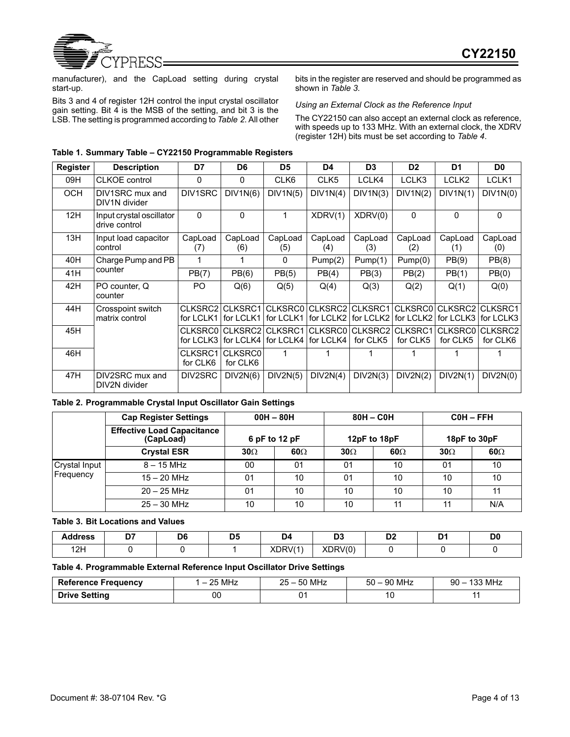manufacturer), and the CapLoad setting during crystal start-up.

Bits 3 and 4 of register 12H control the input crystal oscillator gain setting. Bit 4 is the MSB of the setting, and bit 3 is the LSB. The setting is programmed according to *Table 2*. All other bits in the register are reserved and should be programmed as shown in *Table 3*.

*Using an External Clock as the Reference Input*

The CY22150 can also accept an external clock as reference, with speeds up to 133 MHz. With an external clock, the XDRV (register 12H) bits must be set according to *Table 4*.

**Table 1. Summary Table – CY22150 Programmable Registers**

| Register | Description | D7 | D6 | D5 | D4 | D3 | D2 | D1 | D0 |
|---|---|---|---|---|---|---|---|---|---|
| 09H | CLKOE control | 0 | 0 | CLK6 | CLK5 | LCLK4 | LCLK3 | LCLK2 | LCLK1 |
| OCH | DIV1SRC mux and DIV1N divider | DIV1SRC | DIV1N(6) | DIV1N(5) | DIV1N(4) | DIV1N(3) | DIV1N(2) | DIV1N(1) | DIV1N(0) |
| 12H | Input crystal oscillator drive control | 0 | 0 | 1 | XDRV(1) | XDRV(0) | 0 | 0 | 0 |
| 13H | Input load capacitor control | CapLoad (7) | CapLoad (6) | CapLoad (5) | CapLoad (4) | CapLoad (3) | CapLoad (2) | CapLoad (1) | CapLoad (0) |
| 40H | Charge Pump and PB counter | 1 | 1 | 0 | Pump(2) | Pump(1) | Pump(0) | PB(9) | PB(8) |
| 41H | | PB(7) | PB(6) | PB(5) | PB(4) | PB(3) | PB(2) | PB(1) | PB(0) |
| 42H | PO counter, Q counter | PO | Q(6) | Q(5) | Q(4) | Q(3) | Q(2) | Q(1) | Q(0) |
| 44H | Crosspoint switch matrix control | CLKSRC2 for LCLK1 | CLKSRC1 for LCLK1 | CLKSRC0 for LCLK1 | CLKSRC2 for LCLK2 | CLKSRC1 for LCLK2 | CLKSRC0 for LCLK2 | CLKSRC2 for LCLK3 | CLKSRC1 for LCLK3 |
| 45H | | CLKSRC0 for LCLK3 | CLKSRC2 for LCLK4 | CLKSRC1 for LCLK4 | CLKSRC0 for LCLK4 | CLKSRC2 for CLK5 | CLKSRC1 for CLK5 | CLKSRC0 for CLK5 | CLKSRC2 for CLK6 |
| 46H | | CLKSRC1 for CLK6 | CLKSRC0 for CLK6 | 1 | 1 | 1 | 1 | 1 | 1 |
| 47H | DIV2SRC mux and DIV2N divider | DIV2SRC | DIV2N(6) | DIV2N(5) | DIV2N(4) | DIV2N(3) | DIV2N(2) | DIV2N(1) | DIV2N(0) |

**Table 2. Programmable Crystal Input Oscillator Gain Settings**

| | Cap Register Settings | 00H – 80H | | 80H – C0H | | C0H – FFH | |
|---|---|---|---|---|---|---|---|
| | Effective Load Capacitance (CapLoad) | 6 pF to 12 pF | | 12pF to 18pF | | 18pF to 30pF | |
| | Crystal ESR | 30Ω | 60Ω | 30Ω | 60Ω | 30Ω | 60Ω |
| Crystal Input Frequency | 8 – 15 MHz | 00 | 01 | 01 | 10 | 01 | 10 |
| | 15 – 20 MHz | 01 | 10 | 01 | 10 | 10 | 10 |
| | 20 – 25 MHz | 01 | 10 | 10 | 10 | 10 | 11 |
| | 25 – 30 MHz | 10 | 10 | 10 | 11 | 11 | N/A |

**Table 3. Bit Locations and Values**

| Address | D7 | D6 | D5 | D4 | D3 | D2 | D1 | D0 |
|---|---|---|---|---|---|---|---|---|
| 12H | 0 | 0 | 1 | XDRV(1) | XDRV(0) | 0 | 0 | 0 |

**Table 4. Programmable External Reference Input Oscillator Drive Settings**

| Reference Frequency | 1 – 25 MHz | 25 – 50 MHz | 50 – 90 MHz | 90 – 133 MHz |
|---|---|---|---|---|
| Drive Setting | 00 | 01 | 10 | 11 |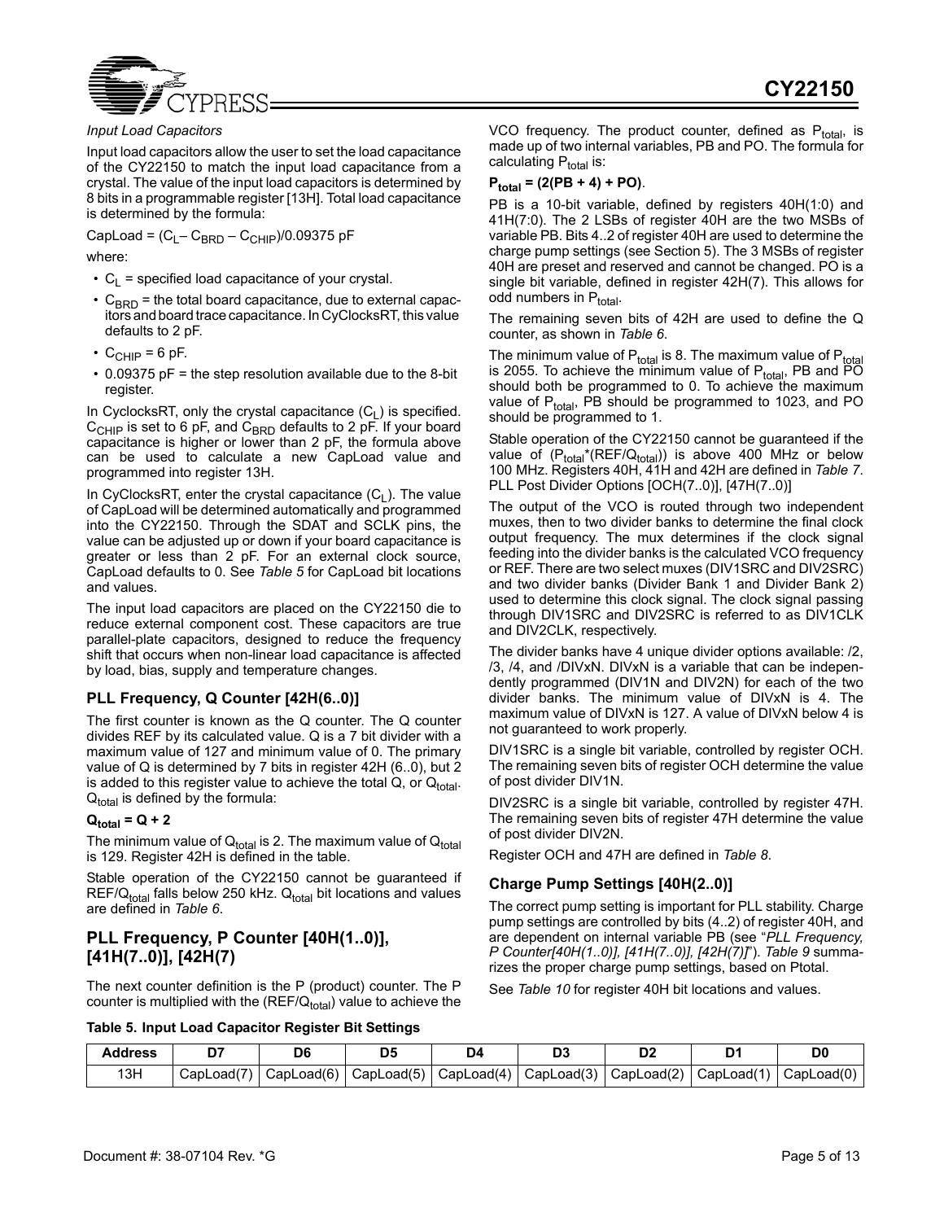*Input Load Capacitors*

Input load capacitors allow the user to set the load capacitance of the CY22150 to match the input load capacitance from a crystal. The value of the input load capacitors is determined by 8 bits in a programmable register [13H]. Total load capacitance is determined by the formula:

CapLoad = $(C_L - C_{BRD} - C_{CHIP})/0.09375$ pF

where:

- $C_L$ = specified load capacitance of your crystal.
- $C_{BRD}$ = the total board capacitance, due to external capacitors and board trace capacitance. In CyClocksRT, this value defaults to 2 pF.
- $C_{CHIP}$ = 6 pF.
- 0.09375 pF = the step resolution available due to the 8-bit register.

In CyclocksRT, only the crystal capacitance ($C_L$) is specified. $C_{CHIP}$ is set to 6 pF, and $C_{BRD}$ defaults to 2 pF. If your board capacitance is higher or lower than 2 pF, the formula above can be used to calculate a new CapLoad value and programmed into register 13H.

In CyClocksRT, enter the crystal capacitance ($C_L$). The value of CapLoad will be determined automatically and programmed into the CY22150. Through the SDAT and SCLK pins, the value can be adjusted up or down if your board capacitance is greater or less than 2 pF. For an external clock source, CapLoad defaults to 0. See *Table 5* for CapLoad bit locations and values.

The input load capacitors are placed on the CY22150 die to reduce external component cost. These capacitors are true parallel-plate capacitors, designed to reduce the frequency shift that occurs when non-linear load capacitance is affected by load, bias, supply and temperature changes.

### PLL Frequency, Q Counter [42H(6..0)]

The first counter is known as the Q counter. The Q counter divides REF by its calculated value. Q is a 7 bit divider with a maximum value of 127 and minimum value of 0. The primary value of Q is determined by 7 bits in register 42H (6..0), but 2 is added to this register value to achieve the total Q, or $Q_{total}$. $Q_{total}$ is defined by the formula:

$$Q_{total} = Q + 2$$

The minimum value of $Q_{total}$ is 2. The maximum value of $Q_{total}$ is 129. Register 42H is defined in the table.

Stable operation of the CY22150 cannot be guaranteed if REF/$Q_{total}$ falls below 250 kHz. $Q_{total}$ bit locations and values are defined in *Table 6*.

## PLL Frequency, P Counter [40H(1..0)], [41H(7..0)], [42H(7)

The next counter definition is the P (product) counter. The P counter is multiplied with the (REF/$Q_{total}$) value to achieve the VCO frequency. The product counter, defined as $P_{total}$, is made up of two internal variables, PB and PO. The formula for calculating $P_{total}$ is:

$$P_{total} = (2(PB + 4) + PO)$$

PB is a 10-bit variable, defined by registers 40H(1:0) and 41H(7:0). The 2 LSBs of register 40H are the two MSBs of variable PB. Bits 4..2 of register 40H are used to determine the charge pump settings (see Section 5). The 3 MSBs of register 40H are preset and reserved and cannot be changed. PO is a single bit variable, defined in register 42H(7). This allows for odd numbers in $P_{total}$.

The remaining seven bits of 42H are used to define the Q counter, as shown in *Table 6*.

The minimum value of $P_{total}$ is 8. The maximum value of $P_{total}$ is 2055. To achieve the minimum value of $P_{total}$, PB and PO should both be programmed to 0. To achieve the maximum value of $P_{total}$, PB should be programmed to 1023, and PO should be programmed to 1.

Stable operation of the CY22150 cannot be guaranteed if the value of ($P_{total}$*(REF/$Q_{total}$)) is above 400 MHz or below 100 MHz. Registers 40H, 41H and 42H are defined in *Table 7*. PLL Post Divider Options [OCH(7..0)], [47H(7..0)]

The output of the VCO is routed through two independent muxes, then to two divider banks to determine the final clock output frequency. The mux determines if the clock signal feeding into the divider banks is the calculated VCO frequency or REF. There are two select muxes (DIV1SRC and DIV2SRC) and two divider banks (Divider Bank 1 and Divider Bank 2) used to determine this clock signal. The clock signal passing through DIV1SRC and DIV2SRC is referred to as DIV1CLK and DIV2CLK, respectively.

The divider banks have 4 unique divider options available: /2, /3, /4, and /DIVxN. DIVxN is a variable that can be independently programmed (DIV1N and DIV2N) for each of the two divider banks. The minimum value of DIVxN is 4. The maximum value of DIVxN is 127. A value of DIVxN below 4 is not guaranteed to work properly.

DIV1SRC is a single bit variable, controlled by register OCH. The remaining seven bits of register OCH determine the value of post divider DIV1N.

DIV2SRC is a single bit variable, controlled by register 47H. The remaining seven bits of register 47H determine the value of post divider DIV2N.

Register OCH and 47H are defined in *Table 8*.

### Charge Pump Settings [40H(2..0)]

The correct pump setting is important for PLL stability. Charge pump settings are controlled by bits (4..2) of register 40H, and are dependent on internal variable PB (see "*PLL Frequency, P Counter[40H(1..0)], [41H(7..0)], [42H(7)]*"). *Table 9* summarizes the proper charge pump settings, based on Ptotal.

See *Table 10* for register 40H bit locations and values.

**Table 5. Input Load Capacitor Register Bit Settings**

| Address | D7 | D6 | D5 | D4 | D3 | D2 | D1 | D0 |
|---|---|---|---|---|---|---|---|---|
| 13H | CapLoad(7) | CapLoad(6) | CapLoad(5) | CapLoad(4) | CapLoad(3) | CapLoad(2) | CapLoad(1) | CapLoad(0) |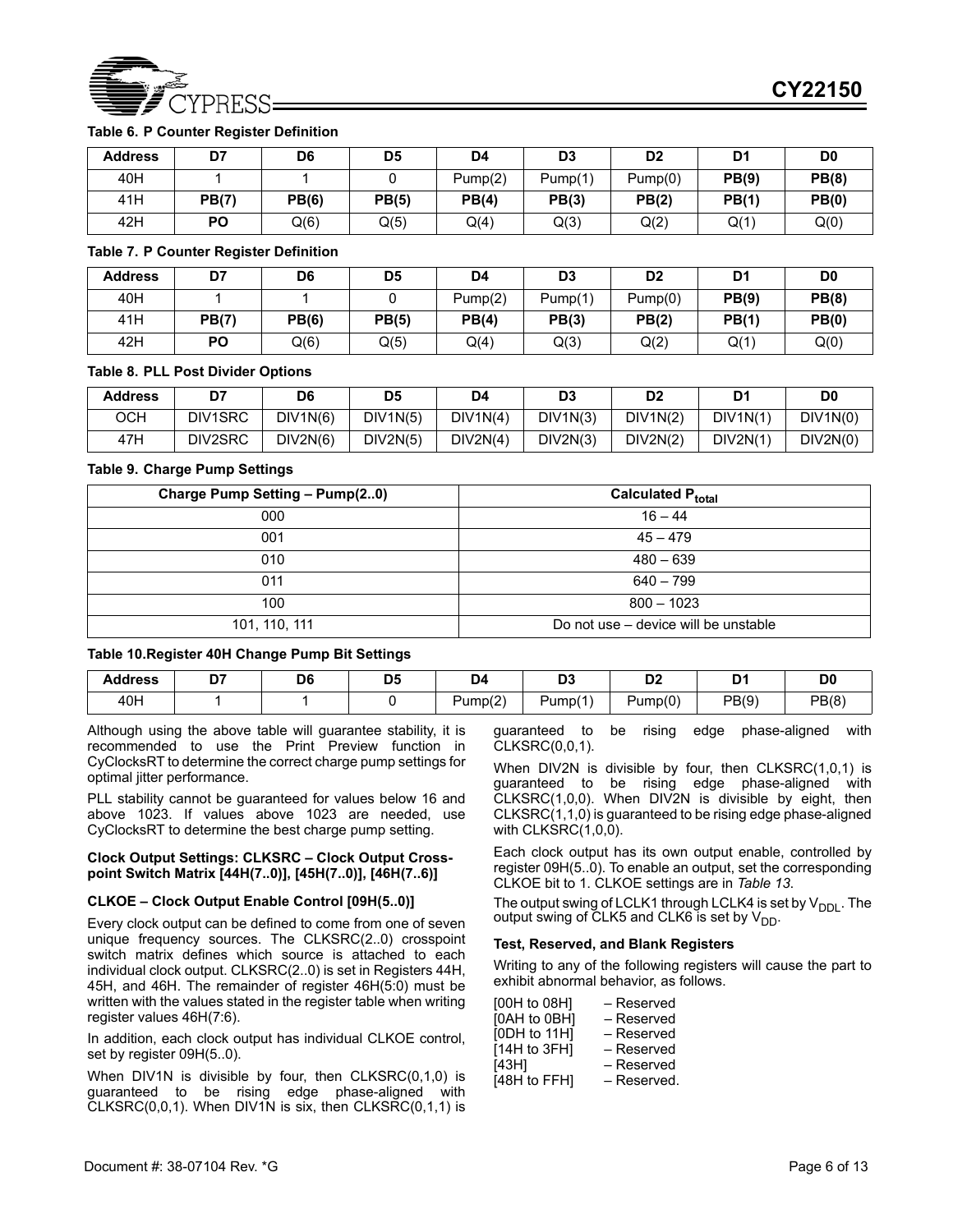**Table 6. P Counter Register Definition**

| Address | D7 | D6 | D5 | D4 | D3 | D2 | D1 | D0 |
|---|---|---|---|---|---|---|---|---|
| 40H | 1 | 1 | 0 | Pump(2) | Pump(1) | Pump(0) | **PB(9)** | **PB(8)** |
| 41H | **PB(7)** | **PB(6)** | **PB(5)** | **PB(4)** | **PB(3)** | **PB(2)** | **PB(1)** | **PB(0)** |
| 42H | **PO** | Q(6) | Q(5) | Q(4) | Q(3) | Q(2) | Q(1) | Q(0) |

**Table 7. P Counter Register Definition**

| Address | D7 | D6 | D5 | D4 | D3 | D2 | D1 | D0 |
|---|---|---|---|---|---|---|---|---|
| 40H | 1 | 1 | 0 | Pump(2) | Pump(1) | Pump(0) | **PB(9)** | **PB(8)** |
| 41H | **PB(7)** | **PB(6)** | **PB(5)** | **PB(4)** | **PB(3)** | **PB(2)** | **PB(1)** | **PB(0)** |
| 42H | **PO** | Q(6) | Q(5) | Q(4) | Q(3) | Q(2) | Q(1) | Q(0) |

**Table 8. PLL Post Divider Options**

| Address | D7 | D6 | D5 | D4 | D3 | D2 | D1 | D0 |
|---|---|---|---|---|---|---|---|---|
| OCH | DIV1SRC | DIV1N(6) | DIV1N(5) | DIV1N(4) | DIV1N(3) | DIV1N(2) | DIV1N(1) | DIV1N(0) |
| 47H | DIV2SRC | DIV2N(6) | DIV2N(5) | DIV2N(4) | DIV2N(3) | DIV2N(2) | DIV2N(1) | DIV2N(0) |

**Table 9. Charge Pump Settings**

| Charge Pump Setting – Pump(2..0) | Calculated $P_{total}$ |
|---|---|
| 000 | 16 – 44 |
| 001 | 45 – 479 |
| 010 | 480 – 639 |
| 011 | 640 – 799 |
| 100 | 800 – 1023 |
| 101, 110, 111 | Do not use – device will be unstable |

**Table 10.Register 40H Change Pump Bit Settings**

| Address | D7 | D6 | D5 | D4 | D3 | D2 | D1 | D0 |
|---|---|---|---|---|---|---|---|---|
| 40H | 1 | 1 | 0 | Pump(2) | Pump(1) | Pump(0) | PB(9) | PB(8) |

Although using the above table will guarantee stability, it is recommended to use the Print Preview function in CyClocksRT to determine the correct charge pump settings for optimal jitter performance.

PLL stability cannot be guaranteed for values below 16 and above 1023. If values above 1023 are needed, use CyClocksRT to determine the best charge pump setting.

### Clock Output Settings: CLKSRC – Clock Output Cross-point Switch Matrix [44H(7..0)], [45H(7..0)], [46H(7..6)]

### CLKOE – Clock Output Enable Control [09H(5..0)]

Every clock output can be defined to come from one of seven unique frequency sources. The CLKSRC(2..0) crosspoint switch matrix defines which source is attached to each individual clock output. CLKSRC(2..0) is set in Registers 44H, 45H, and 46H. The remainder of register 46H(5:0) must be written with the values stated in the register table when writing register values 46H(7:6).

In addition, each clock output has individual CLKOE control, set by register 09H(5..0).

When DIV1N is divisible by four, then CLKSRC(0,1,0) is guaranteed to be rising edge phase-aligned with CLKSRC(0,0,1). When DIV1N is six, then CLKSRC(0,1,1) is guaranteed to be rising edge phase-aligned with CLKSRC(0,0,1).

When DIV2N is divisible by four, then CLKSRC(1,0,1) is guaranteed to be rising edge phase-aligned with CLKSRC(1,0,0). When DIV2N is divisible by eight, then CLKSRC(1,1,0) is guaranteed to be rising edge phase-aligned with CLKSRC(1,0,0).

Each clock output has its own output enable, controlled by register 09H(5..0). To enable an output, set the corresponding CLKOE bit to 1. CLKOE settings are in *Table 13*.

The output swing of LCLK1 through LCLK4 is set by $V_{DDL}$. The output swing of CLK5 and CLK6 is set by $V_{DD}$.

### Test, Reserved, and Blank Registers

Writing to any of the following registers will cause the part to exhibit abnormal behavior, as follows.

[00H to 08H] – Reserved
[0AH to 0BH] – Reserved
[0DH to 11H] – Reserved
[14H to 3FH] – Reserved
[43H] – Reserved
[48H to FFH] – Reserved.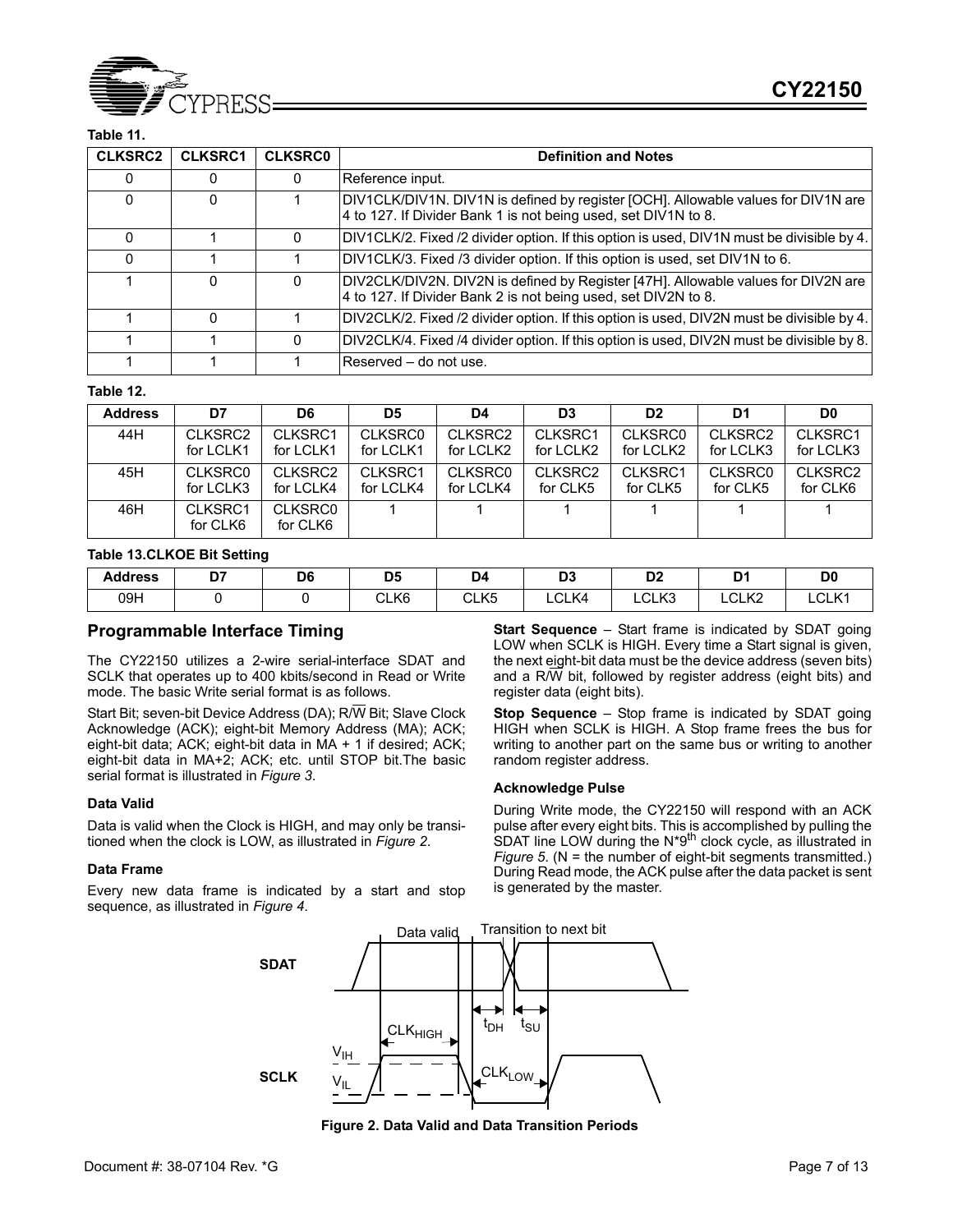**Table 11.**

| CLKSRC2 | CLKSRC1 | CLKSRC0 | Definition and Notes |
|---|---|---|---|
| 0 | 0 | 0 | Reference input. |
| 0 | 0 | 1 | DIV1CLK/DIV1N. DIV1N is defined by register [OCH]. Allowable values for DIV1N are 4 to 127. If Divider Bank 1 is not being used, set DIV1N to 8. |
| 0 | 1 | 0 | DIV1CLK/2. Fixed /2 divider option. If this option is used, DIV1N must be divisible by 4. |
| 0 | 1 | 1 | DIV1CLK/3. Fixed /3 divider option. If this option is used, set DIV1N to 6. |
| 1 | 0 | 0 | DIV2CLK/DIV2N. DIV2N is defined by Register [47H]. Allowable values for DIV2N are 4 to 127. If Divider Bank 2 is not being used, set DIV2N to 8. |
| 1 | 0 | 1 | DIV2CLK/2. Fixed /2 divider option. If this option is used, DIV2N must be divisible by 4. |
| 1 | 1 | 0 | DIV2CLK/4. Fixed /4 divider option. If this option is used, DIV2N must be divisible by 8. |
| 1 | 1 | 1 | Reserved – do not use. |

**Table 12.**

| Address | D7 | D6 | D5 | D4 | D3 | D2 | D1 | D0 |
|---|---|---|---|---|---|---|---|---|
| 44H | CLKSRC2 for LCLK1 | CLKSRC1 for LCLK1 | CLKSRC0 for LCLK1 | CLKSRC2 for LCLK2 | CLKSRC1 for LCLK2 | CLKSRC0 for LCLK2 | CLKSRC2 for LCLK3 | CLKSRC1 for LCLK3 |
| 45H | CLKSRC0 for LCLK3 | CLKSRC2 for LCLK4 | CLKSRC1 for LCLK4 | CLKSRC0 for LCLK4 | CLKSRC2 for CLK5 | CLKSRC1 for CLK5 | CLKSRC0 for CLK5 | CLKSRC2 for CLK6 |
| 46H | CLKSRC1 for CLK6 | CLKSRC0 for CLK6 | 1 | 1 | 1 | 1 | 1 | 1 |

**Table 13.CLKOE Bit Setting**

| Address | D7 | D6 | D5 | D4 | D3 | D2 | D1 | D0 |
|---|---|---|---|---|---|---|---|---|
| 09H | 0 | 0 | CLK6 | CLK5 | LCLK4 | LCLK3 | LCLK2 | LCLK1 |

## Programmable Interface Timing

The CY22150 utilizes a 2-wire serial-interface SDAT and SCLK that operates up to 400 kbits/second in Read or Write mode. The basic Write serial format is as follows.

Start Bit; seven-bit Device Address (DA); R/W Bit; Slave Clock Acknowledge (ACK); eight-bit Memory Address (MA); ACK; eight-bit data; ACK; eight-bit data in MA + 1 if desired; ACK; eight-bit data in MA+2; ACK; etc. until STOP bit.The basic serial format is illustrated in *Figure 3*.

### Data Valid

Data is valid when the Clock is HIGH, and may only be transitioned when the clock is LOW, as illustrated in *Figure 2*.

### Data Frame

Every new data frame is indicated by a start and stop sequence, as illustrated in *Figure 4*.

**Start Sequence** – Start frame is indicated by SDAT going LOW when SCLK is HIGH. Every time a Start signal is given, the next eight-bit data must be the device address (seven bits) and a R/W bit, followed by register address (eight bits) and register data (eight bits).

**Stop Sequence** – Stop frame is indicated by SDAT going HIGH when SCLK is HIGH. A Stop frame frees the bus for writing to another part on the same bus or writing to another random register address.

### Acknowledge Pulse

During Write mode, the CY22150 will respond with an ACK pulse after every eight bits. This is accomplished by pulling the SDAT line LOW during the N*9th clock cycle, as illustrated in *Figure 5*. (N = the number of eight-bit segments transmitted.) During Read mode, the ACK pulse after the data packet is sent is generated by the master.

**Figure 2. Data Valid and Data Transition Periods**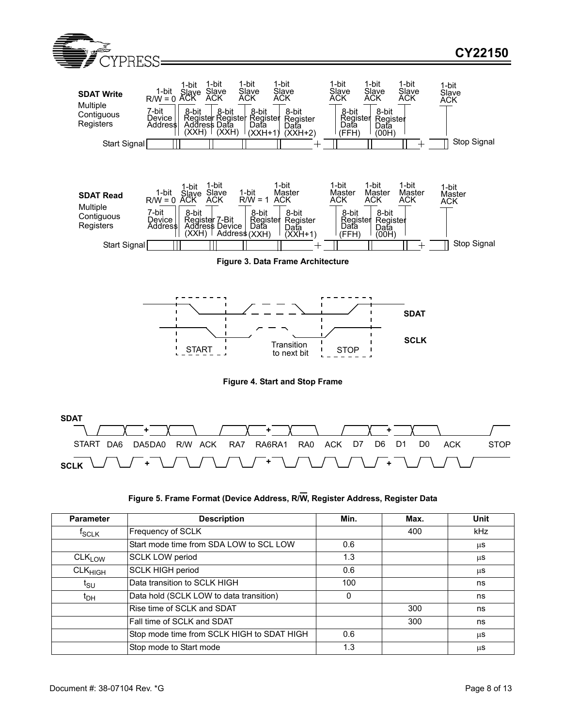**SDAT Write**
Multiple Contiguous Registers

Start Signal | 7-bit Device Address | 1-bit R/W = 0 | 1-bit Slave ACK | 8-bit Register Address (XXH) | 1-bit Slave ACK | 8-bit Register Data (XXH) | 1-bit Slave ACK | 8-bit Register Data (XXH+1) | 1-bit Slave ACK | 8-bit Register Data (XXH+2) | + | 1-bit Slave ACK | 8-bit Register Data (FFH) | 1-bit Slave ACK | 8-bit Register Data (00H) | 1-bit Slave ACK | + | 1-bit Slave ACK | Stop Signal

**SDAT Read**
Multiple Contiguous Registers

Start Signal | 7-bit Device Address | 1-bit R/W = 0 | 1-bit Slave ACK | 8-bit Register Address (XXH) | 1-bit Slave ACK | 7-Bit Device Address | 1-bit R/W = 1 | 8-bit Register Data (XXH) | 1-bit Master ACK | 8-bit Register Data (XXH+1) | + | 1-bit Master ACK | 8-bit Register Data (FFH) | 1-bit Master ACK | 8-bit Register Data (00H) | 1-bit Master ACK | + | 1-bit Master ACK | Stop Signal

**Figure 3. Data Frame Architecture**

SDAT
SCLK
START — Transition to next bit — STOP

**Figure 4. Start and Stop Frame**

SDAT
START DA6 DA5DA0 R/W ACK RA7 RA6RA1 RA0 ACK D7 D6 D1 D0 ACK STOP
SCLK

**Figure 5. Frame Format (Device Address, R/W̅, Register Address, Register Data**

| Parameter | Description | Min. | Max. | Unit |
|---|---|---|---|---|
| $f_{SCLK}$ | Frequency of SCLK | | 400 | kHz |
| | Start mode time from SDA LOW to SCL LOW | 0.6 | | μs |
| $CLK_{LOW}$ | SCLK LOW period | 1.3 | | μs |
| $CLK_{HIGH}$ | SCLK HIGH period | 0.6 | | μs |
| $t_{SU}$ | Data transition to SCLK HIGH | 100 | | ns |
| $t_{DH}$ | Data hold (SCLK LOW to data transition) | 0 | | ns |
| | Rise time of SCLK and SDAT | | 300 | ns |
| | Fall time of SCLK and SDAT | | 300 | ns |
| | Stop mode time from SCLK HIGH to SDAT HIGH | 0.6 | | μs |
| | Stop mode to Start mode | 1.3 | | μs |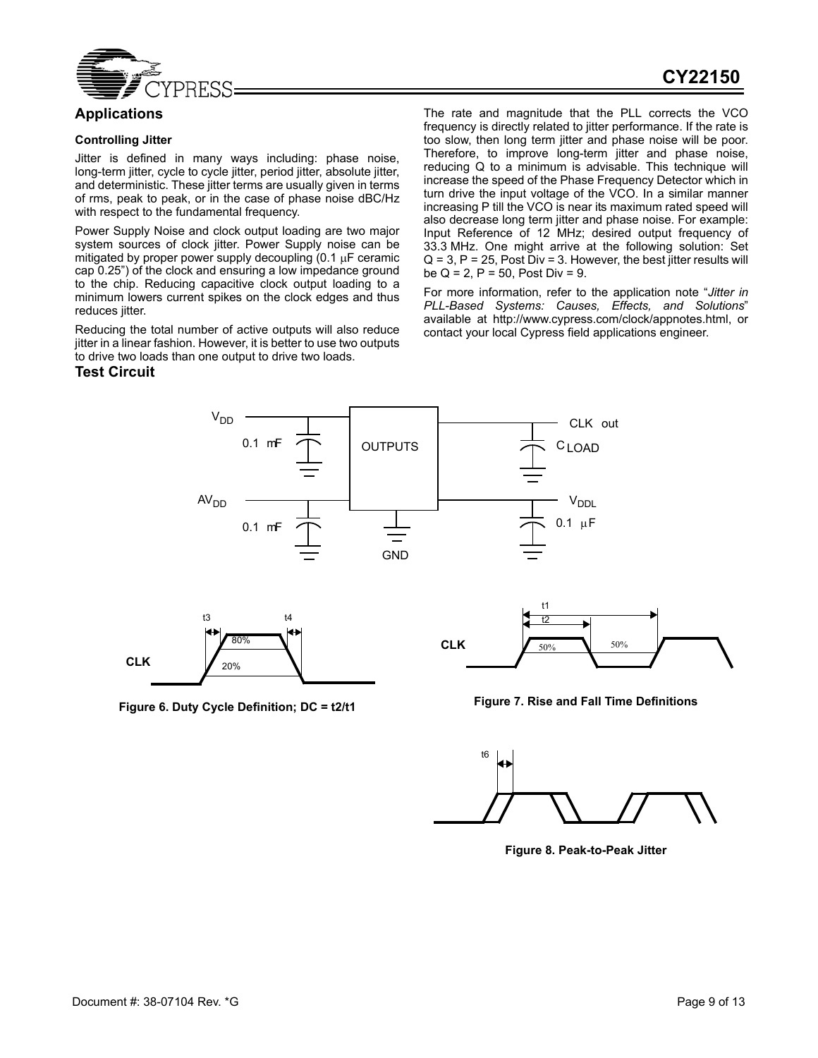## Applications

### Controlling Jitter

Jitter is defined in many ways including: phase noise, long-term jitter, cycle to cycle jitter, period jitter, absolute jitter, and deterministic. These jitter terms are usually given in terms of rms, peak to peak, or in the case of phase noise dBC/Hz with respect to the fundamental frequency.

Power Supply Noise and clock output loading are two major system sources of clock jitter. Power Supply noise can be mitigated by proper power supply decoupling (0.1 µF ceramic cap 0.25") of the clock and ensuring a low impedance ground to the chip. Reducing capacitive clock output loading to a minimum lowers current spikes on the clock edges and thus reduces jitter.

Reducing the total number of active outputs will also reduce jitter in a linear fashion. However, it is better to use two outputs to drive two loads than one output to drive two loads.

The rate and magnitude that the PLL corrects the VCO frequency is directly related to jitter performance. If the rate is too slow, then long term jitter and phase noise will be poor. Therefore, to improve long-term jitter and phase noise, reducing Q to a minimum is advisable. This technique will increase the speed of the Phase Frequency Detector which in turn drive the input voltage of the VCO. In a similar manner increasing P till the VCO is near its maximum rated speed will also decrease long term jitter and phase noise. For example: Input Reference of 12 MHz; desired output frequency of 33.3 MHz. One might arrive at the following solution: Set Q = 3, P = 25, Post Div = 3. However, the best jitter results will be Q = 2, P = 50, Post Div = 9.

For more information, refer to the application note "*Jitter in PLL-Based Systems: Causes, Effects, and Solutions*" available at http://www.cypress.com/clock/appnotes.html, or contact your local Cypress field applications engineer.

## Test Circuit

$V_{DD}$ 0.1 mF — OUTPUTS — CLK out, $C_{LOAD}$

$AV_{DD}$ 0.1 mF — GND — $V_{DDL}$ 0.1 µF

**Figure 6. Duty Cycle Definition; DC = t2/t1**

**Figure 7. Rise and Fall Time Definitions**

**Figure 8. Peak-to-Peak Jitter**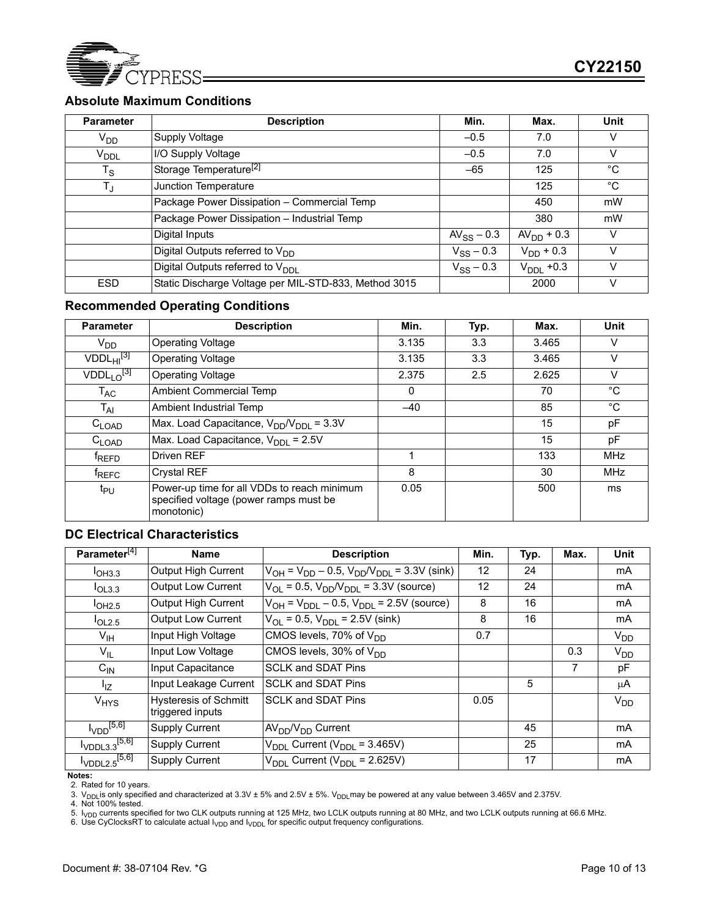## Absolute Maximum Conditions

| Parameter | Description | Min. | Max. | Unit |
|---|---|---|---|---|
| $V_{DD}$ | Supply Voltage | –0.5 | 7.0 | V |
| $V_{DDL}$ | I/O Supply Voltage | –0.5 | 7.0 | V |
| $T_S$ | Storage Temperature[2] | –65 | 125 | °C |
| $T_J$ | Junction Temperature | | 125 | °C |
| | Package Power Dissipation – Commercial Temp | | 450 | mW |
| | Package Power Dissipation – Industrial Temp | | 380 | mW |
| | Digital Inputs | $AV_{SS} - 0.3$ | $AV_{DD} + 0.3$ | V |
| | Digital Outputs referred to $V_{DD}$ | $V_{SS} - 0.3$ | $V_{DD} + 0.3$ | V |
| | Digital Outputs referred to $V_{DDL}$ | $V_{SS} - 0.3$ | $V_{DDL} + 0.3$ | V |
| ESD | Static Discharge Voltage per MIL-STD-833, Method 3015 | | 2000 | V |

## Recommended Operating Conditions

| Parameter | Description | Min. | Typ. | Max. | Unit |
|---|---|---|---|---|---|
| $V_{DD}$ | Operating Voltage | 3.135 | 3.3 | 3.465 | V |
| $VDDL_{HI}$[3] | Operating Voltage | 3.135 | 3.3 | 3.465 | V |
| $VDDL_{LO}$[3] | Operating Voltage | 2.375 | 2.5 | 2.625 | V |
| $T_{AC}$ | Ambient Commercial Temp | 0 | | 70 | °C |
| $T_{AI}$ | Ambient Industrial Temp | –40 | | 85 | °C |
| $C_{LOAD}$ | Max. Load Capacitance, $V_{DD}/V_{DDL}$ = 3.3V | | | 15 | pF |
| $C_{LOAD}$ | Max. Load Capacitance, $V_{DDL}$ = 2.5V | | | 15 | pF |
| $f_{REFD}$ | Driven REF | 1 | | 133 | MHz |
| $f_{REFC}$ | Crystal REF | 8 | | 30 | MHz |
| $t_{PU}$ | Power-up time for all VDDs to reach minimum specified voltage (power ramps must be monotonic) | 0.05 | | 500 | ms |

## DC Electrical Characteristics

| Parameter[4] | Name | Description | Min. | Typ. | Max. | Unit |
|---|---|---|---|---|---|---|
| $I_{OH3.3}$ | Output High Current | $V_{OH} = V_{DD} - 0.5$, $V_{DD}/V_{DDL}$ = 3.3V (sink) | 12 | 24 | | mA |
| $I_{OL3.3}$ | Output Low Current | $V_{OL}$ = 0.5, $V_{DD}/V_{DDL}$ = 3.3V (source) | 12 | 24 | | mA |
| $I_{OH2.5}$ | Output High Current | $V_{OH} = V_{DDL} - 0.5$, $V_{DDL}$ = 2.5V (source) | 8 | 16 | | mA |
| $I_{OL2.5}$ | Output Low Current | $V_{OL}$ = 0.5, $V_{DDL}$ = 2.5V (sink) | 8 | 16 | | mA |
| $V_{IH}$ | Input High Voltage | CMOS levels, 70% of $V_{DD}$ | 0.7 | | | $V_{DD}$ |
| $V_{IL}$ | Input Low Voltage | CMOS levels, 30% of $V_{DD}$ | | | 0.3 | $V_{DD}$ |
| $C_{IN}$ | Input Capacitance | SCLK and SDAT Pins | | | 7 | pF |
| $I_{IZ}$ | Input Leakage Current | SCLK and SDAT Pins | | 5 | | μA |
| $V_{HYS}$ | Hysteresis of Schmitt triggered inputs | SCLK and SDAT Pins | 0.05 | | | $V_{DD}$ |
| $I_{VDD}$[5,6] | Supply Current | $AV_{DD}/V_{DD}$ Current | | 45 | | mA |
| $I_{VDDL3.3}$[5,6] | Supply Current | $V_{DDL}$ Current ($V_{DDL}$ = 3.465V) | | 25 | | mA |
| $I_{VDDL2.5}$[5,6] | Supply Current | $V_{DDL}$ Current ($V_{DDL}$ = 2.625V) | | 17 | | mA |

**Notes:**

2. Rated for 10 years.
3. $V_{DDL}$ is only specified and characterized at 3.3V ± 5% and 2.5V ± 5%. $V_{DDL}$ may be powered at any value between 3.465V and 2.375V.
4. Not 100% tested.
5. $I_{VDD}$ currents specified for two CLK outputs running at 125 MHz, two LCLK outputs running at 80 MHz, and two LCLK outputs running at 66.6 MHz.
6. Use CyClocksRT to calculate actual $I_{VDD}$ and $I_{VDDL}$ for specific output frequency configurations.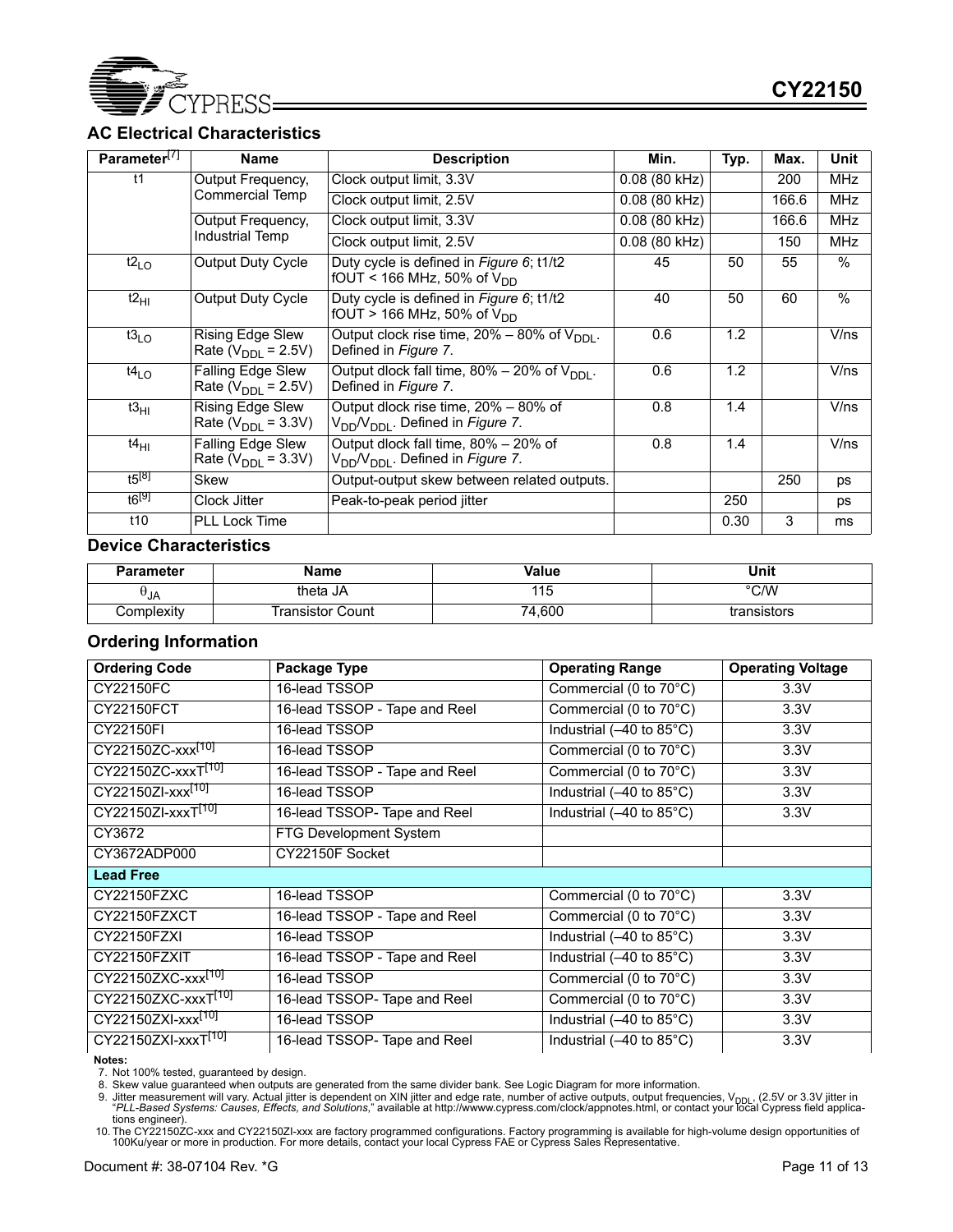## AC Electrical Characteristics

| Parameter[7] | Name | Description | Min. | Typ. | Max. | Unit |
|---|---|---|---|---|---|---|
| t1 | Output Frequency, Commercial Temp | Clock output limit, 3.3V | 0.08 (80 kHz) | | 200 | MHz |
| | | Clock output limit, 2.5V | 0.08 (80 kHz) | | 166.6 | MHz |
| | Output Frequency, Industrial Temp | Clock output limit, 3.3V | 0.08 (80 kHz) | | 166.6 | MHz |
| | | Clock output limit, 2.5V | 0.08 (80 kHz) | | 150 | MHz |
| $t2_{LO}$ | Output Duty Cycle | Duty cycle is defined in *Figure 6*; t1/t2 fOUT < 166 MHz, 50% of $V_{DD}$ | 45 | 50 | 55 | % |
| $t2_{HI}$ | Output Duty Cycle | Duty cycle is defined in *Figure 6*; t1/t2 fOUT > 166 MHz, 50% of $V_{DD}$ | 40 | 50 | 60 | % |
| $t3_{LO}$ | Rising Edge Slew Rate ($V_{DDL}$ = 2.5V) | Output clock rise time, 20% – 80% of $V_{DDL}$. Defined in *Figure 7*. | 0.6 | 1.2 | | V/ns |
| $t4_{LO}$ | Falling Edge Slew Rate ($V_{DDL}$ = 2.5V) | Output dlock fall time, 80% – 20% of $V_{DDL}$. Defined in *Figure 7*. | 0.6 | 1.2 | | V/ns |
| $t3_{HI}$ | Rising Edge Slew Rate ($V_{DDL}$ = 3.3V) | Output dlock rise time, 20% – 80% of $V_{DD}$/$V_{DDL}$. Defined in *Figure 7*. | 0.8 | 1.4 | | V/ns |
| $t4_{HI}$ | Falling Edge Slew Rate ($V_{DDL}$ = 3.3V) | Output dlock fall time, 80% – 20% of $V_{DD}$/$V_{DDL}$. Defined in *Figure 7*. | 0.8 | 1.4 | | V/ns |
| t5[8] | Skew | Output-output skew between related outputs. | | | 250 | ps |
| t6[9] | Clock Jitter | Peak-to-peak period jitter | | 250 | | ps |
| t10 | PLL Lock Time | | | 0.30 | 3 | ms |

## Device Characteristics

| Parameter | Name | Value | Unit |
|---|---|---|---|
| $\theta_{JA}$ | theta JA | 115 | °C/W |
| Complexity | Transistor Count | 74,600 | transistors |

## Ordering Information

| Ordering Code | Package Type | Operating Range | Operating Voltage |
|---|---|---|---|
| CY22150FC | 16-lead TSSOP | Commercial (0 to 70°C) | 3.3V |
| CY22150FCT | 16-lead TSSOP - Tape and Reel | Commercial (0 to 70°C) | 3.3V |
| CY22150FI | 16-lead TSSOP | Industrial (–40 to 85°C) | 3.3V |
| CY22150ZC-xxx[10] | 16-lead TSSOP | Commercial (0 to 70°C) | 3.3V |
| CY22150ZC-xxxT[10] | 16-lead TSSOP - Tape and Reel | Commercial (0 to 70°C) | 3.3V |
| CY22150ZI-xxx[10] | 16-lead TSSOP | Industrial (–40 to 85°C) | 3.3V |
| CY22150ZI-xxxT[10] | 16-lead TSSOP- Tape and Reel | Industrial (–40 to 85°C) | 3.3V |
| CY3672 | FTG Development System | | |
| CY3672ADP000 | CY22150F Socket | | |
| **Lead Free** | | | |
| CY22150FZXC | 16-lead TSSOP | Commercial (0 to 70°C) | 3.3V |
| CY22150FZXCT | 16-lead TSSOP - Tape and Reel | Commercial (0 to 70°C) | 3.3V |
| CY22150FZXI | 16-lead TSSOP | Industrial (–40 to 85°C) | 3.3V |
| CY22150FZXIT | 16-lead TSSOP - Tape and Reel | Industrial (–40 to 85°C) | 3.3V |
| CY22150ZXC-xxx[10] | 16-lead TSSOP | Commercial (0 to 70°C) | 3.3V |
| CY22150ZXC-xxxT[10] | 16-lead TSSOP- Tape and Reel | Commercial (0 to 70°C) | 3.3V |
| CY22150ZXI-xxx[10] | 16-lead TSSOP | Industrial (–40 to 85°C) | 3.3V |
| CY22150ZXI-xxxT[10] | 16-lead TSSOP- Tape and Reel | Industrial (–40 to 85°C) | 3.3V |

**Notes:**

7. Not 100% tested, guaranteed by design.
8. Skew value guaranteed when outputs are generated from the same divider bank. See Logic Diagram for more information.
9. Jitter measurement will vary. Actual jitter is dependent on XIN jitter and edge rate, number of active outputs, output frequencies, $V_{DDL}$, (2.5V or 3.3V jitter in "*PLL-Based Systems: Causes, Effects, and Solutions*," available at http://wwww.cypress.com/clock/appnotes.html, or contact your local Cypress field applications engineer).
10. The CY22150ZC-xxx and CY22150ZI-xxx are factory programmed configurations. Factory programming is available for high-volume design opportunities of 100Ku/year or more in production. For more details, contact your local Cypress FAE or Cypress Sales Representative.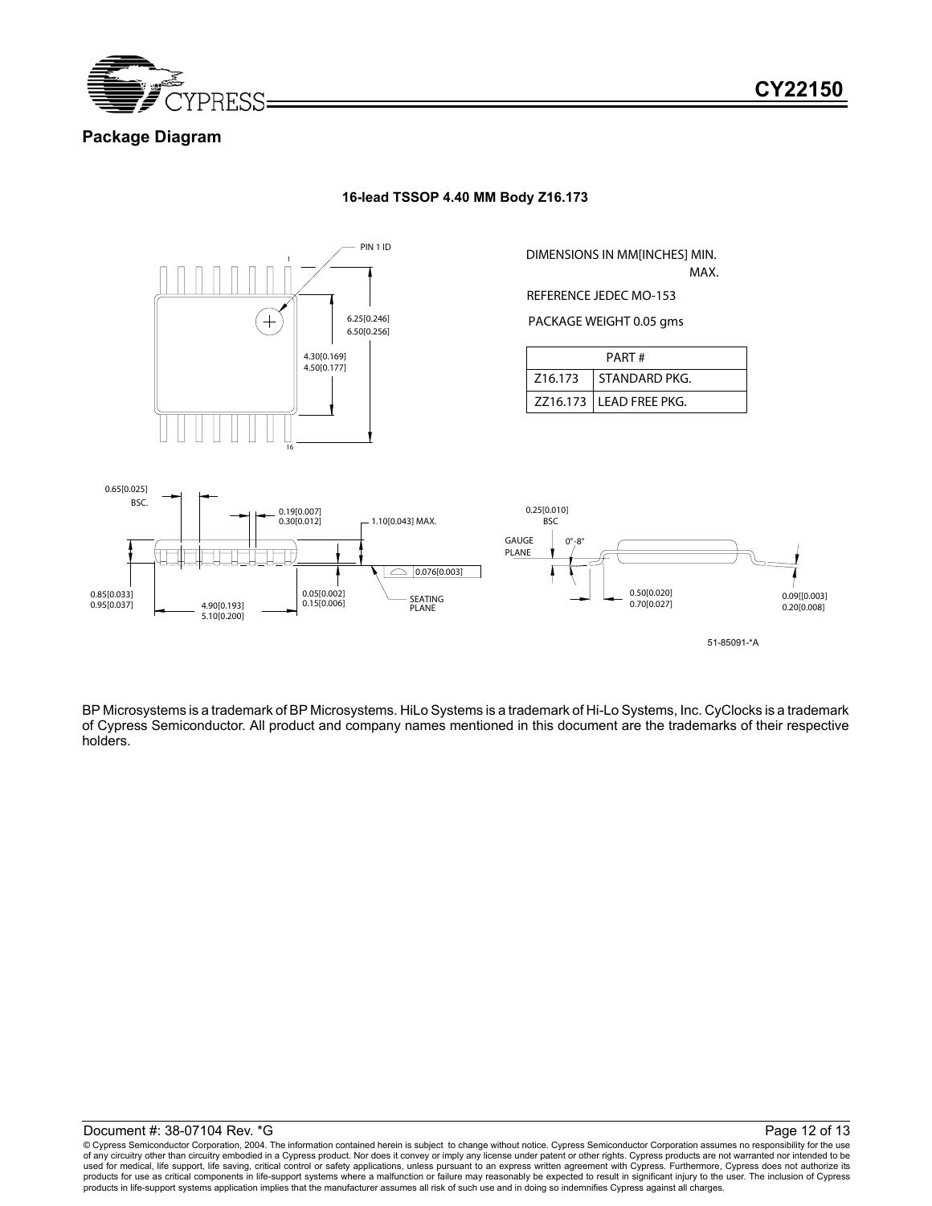## Package Diagram

**16-lead TSSOP 4.40 MM Body Z16.173**

DIMENSIONS IN MM[INCHES] MIN.
MAX.

REFERENCE JEDEC MO-153

PACKAGE WEIGHT 0.05 gms

| PART # | |
|---|---|
| Z16.173 | STANDARD PKG. |
| ZZ16.173 | LEAD FREE PKG. |

PIN 1 ID

1

16

6.25[0.246]
6.50[0.256]

4.30[0.169]
4.50[0.177]

0.65[0.025]
BSC.

0.19[0.007]
0.30[0.012]

1.10[0.043] MAX.

0.076[0.003]

0.85[0.033]
0.95[0.037]

4.90[0.193]
5.10[0.200]

0.05[0.002]
0.15[0.006]

SEATING PLANE

0.25[0.010]
BSC

GAUGE PLANE

0°-8°

0.50[0.020]
0.70[0.027]

0.09[[0.003]
0.20[0.008]

51-85091-*A

BP Microsystems is a trademark of BP Microsystems. HiLo Systems is a trademark of Hi-Lo Systems, Inc. CyClocks is a trademark of Cypress Semiconductor. All product and company names mentioned in this document are the trademarks of their respective holders.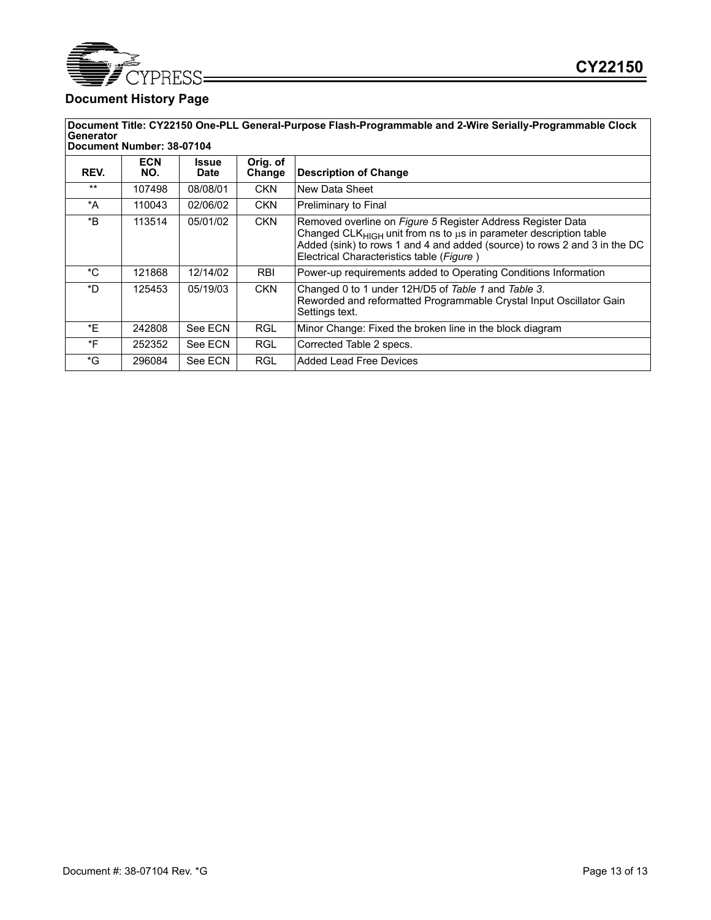## Document History Page

**Document Title: CY22150 One-PLL General-Purpose Flash-Programmable and 2-Wire Serially-Programmable Clock Generator**
**Document Number: 38-07104**

| REV. | ECN NO. | Issue Date | Orig. of Change | Description of Change |
|---|---|---|---|---|
| ** | 107498 | 08/08/01 | CKN | New Data Sheet |
| *A | 110043 | 02/06/02 | CKN | Preliminary to Final |
| *B | 113514 | 05/01/02 | CKN | Removed overline on *Figure 5* Register Address Register Data<br>Changed $CLK_{HIGH}$ unit from ns to μs in parameter description table<br>Added (sink) to rows 1 and 4 and added (source) to rows 2 and 3 in the DC Electrical Characteristics table (*Figure* ) |
| *C | 121868 | 12/14/02 | RBI | Power-up requirements added to Operating Conditions Information |
| *D | 125453 | 05/19/03 | CKN | Changed 0 to 1 under 12H/D5 of *Table 1* and *Table 3*.<br>Reworded and reformatted Programmable Crystal Input Oscillator Gain Settings text. |
| *E | 242808 | See ECN | RGL | Minor Change: Fixed the broken line in the block diagram |
| *F | 252352 | See ECN | RGL | Corrected Table 2 specs. |
| *G | 296084 | See ECN | RGL | Added Lead Free Devices |